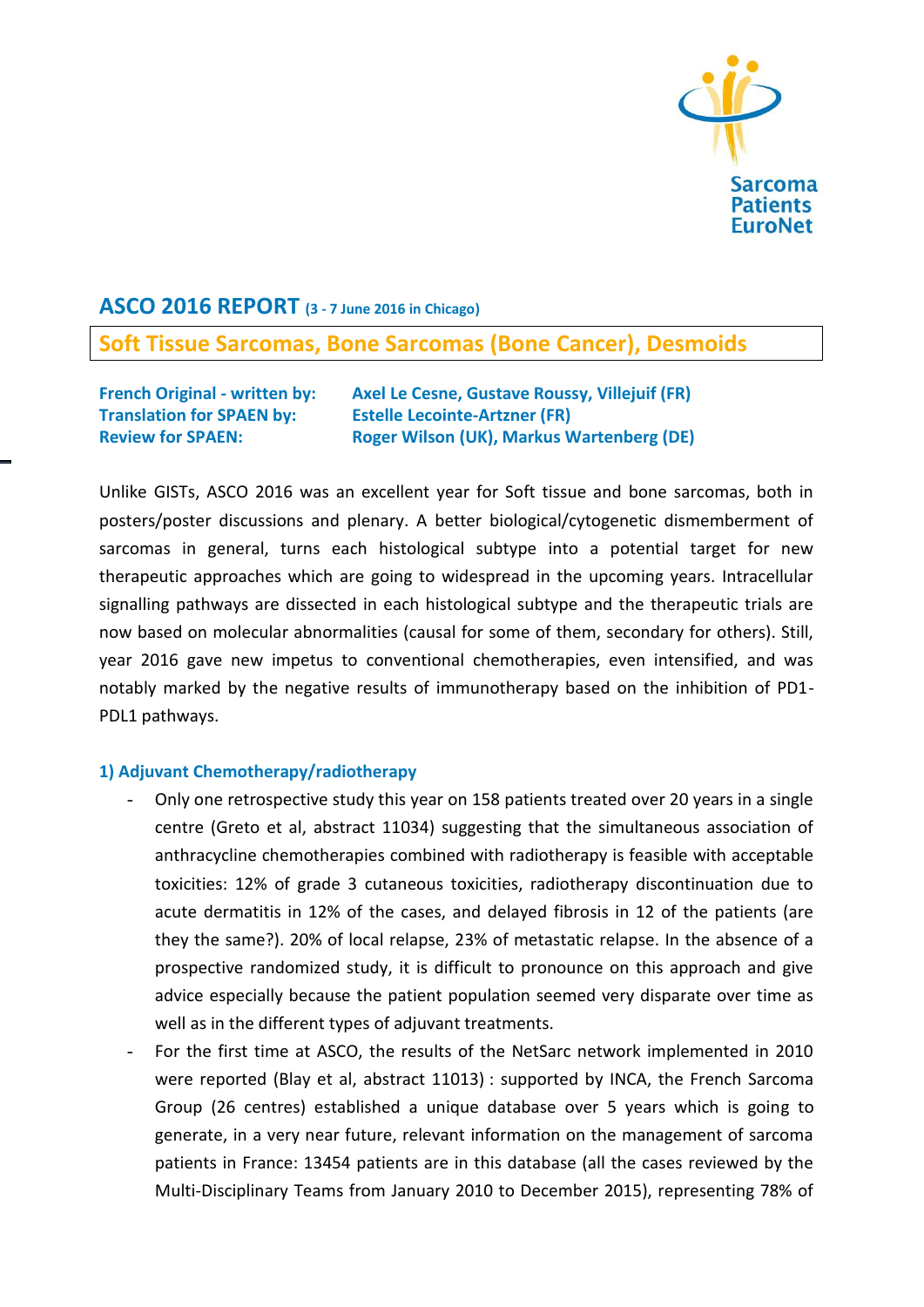Sarcoma Patients EuroNet

# ASCO 2016 REPORT (3 - 7 June 2016 in Chicago)

## Soft Tissue Sarcomas, Bone Sarcomas (Bone Cancer), Desmoids

**French Original - written by:** Axel Le Cesne, Gustave Roussy, Villejuif (FR)
**Translation for SPAEN by:** Estelle Lecointe-Artzner (FR)
**Review for SPAEN:** Roger Wilson (UK), Markus Wartenberg (DE)

Unlike GISTs, ASCO 2016 was an excellent year for Soft tissue and bone sarcomas, both in posters/poster discussions and plenary. A better biological/cytogenetic dismemberment of sarcomas in general, turns each histological subtype into a potential target for new therapeutic approaches which are going to widespread in the upcoming years. Intracellular signalling pathways are dissected in each histological subtype and the therapeutic trials are now based on molecular abnormalities (causal for some of them, secondary for others). Still, year 2016 gave new impetus to conventional chemotherapies, even intensified, and was notably marked by the negative results of immunotherapy based on the inhibition of PD1-PDL1 pathways.

### 1) Adjuvant Chemotherapy/radiotherapy

- Only one retrospective study this year on 158 patients treated over 20 years in a single centre (Greto et al, abstract 11034) suggesting that the simultaneous association of anthracycline chemotherapies combined with radiotherapy is feasible with acceptable toxicities: 12% of grade 3 cutaneous toxicities, radiotherapy discontinuation due to acute dermatitis in 12% of the cases, and delayed fibrosis in 12 of the patients (are they the same?). 20% of local relapse, 23% of metastatic relapse. In the absence of a prospective randomized study, it is difficult to pronounce on this approach and give advice especially because the patient population seemed very disparate over time as well as in the different types of adjuvant treatments.
- For the first time at ASCO, the results of the NetSarc network implemented in 2010 were reported (Blay et al, abstract 11013) : supported by INCA, the French Sarcoma Group (26 centres) established a unique database over 5 years which is going to generate, in a very near future, relevant information on the management of sarcoma patients in France: 13454 patients are in this database (all the cases reviewed by the Multi-Disciplinary Teams from January 2010 to December 2015), representing 78% of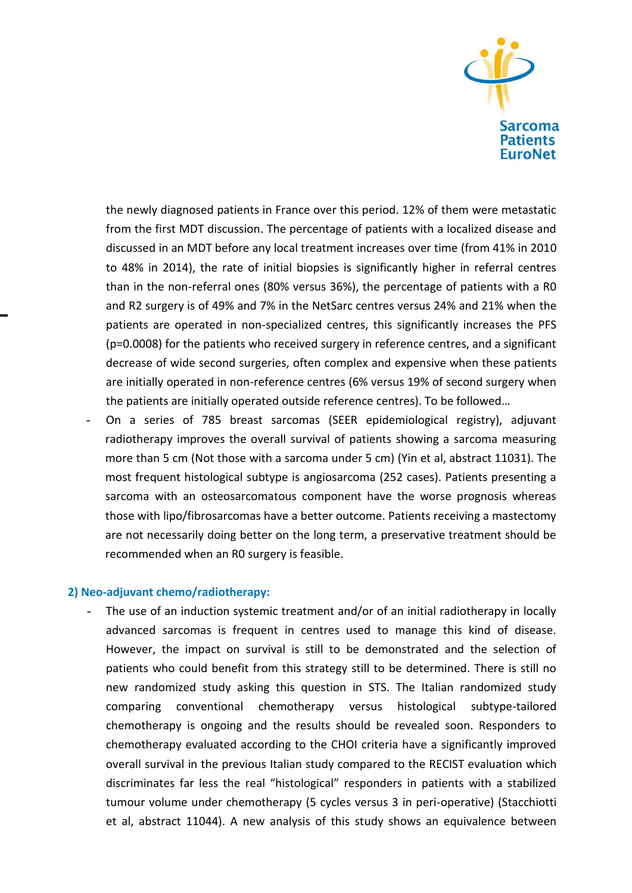the newly diagnosed patients in France over this period. 12% of them were metastatic from the first MDT discussion. The percentage of patients with a localized disease and discussed in an MDT before any local treatment increases over time (from 41% in 2010 to 48% in 2014), the rate of initial biopsies is significantly higher in referral centres than in the non-referral ones (80% versus 36%), the percentage of patients with a R0 and R2 surgery is of 49% and 7% in the NetSarc centres versus 24% and 21% when the patients are operated in non-specialized centres, this significantly increases the PFS (p=0.0008) for the patients who received surgery in reference centres, and a significant decrease of wide second surgeries, often complex and expensive when these patients are initially operated in non-reference centres (6% versus 19% of second surgery when the patients are initially operated outside reference centres). To be followed…

- On a series of 785 breast sarcomas (SEER epidemiological registry), adjuvant radiotherapy improves the overall survival of patients showing a sarcoma measuring more than 5 cm (Not those with a sarcoma under 5 cm) (Yin et al, abstract 11031). The most frequent histological subtype is angiosarcoma (252 cases). Patients presenting a sarcoma with an osteosarcomatous component have the worse prognosis whereas those with lipo/fibrosarcomas have a better outcome. Patients receiving a mastectomy are not necessarily doing better on the long term, a preservative treatment should be recommended when an R0 surgery is feasible.

### 2) Neo-adjuvant chemo/radiotherapy:

- The use of an induction systemic treatment and/or of an initial radiotherapy in locally advanced sarcomas is frequent in centres used to manage this kind of disease. However, the impact on survival is still to be demonstrated and the selection of patients who could benefit from this strategy still to be determined. There is still no new randomized study asking this question in STS. The Italian randomized study comparing conventional chemotherapy versus histological subtype-tailored chemotherapy is ongoing and the results should be revealed soon. Responders to chemotherapy evaluated according to the CHOI criteria have a significantly improved overall survival in the previous Italian study compared to the RECIST evaluation which discriminates far less the real "histological" responders in patients with a stabilized tumour volume under chemotherapy (5 cycles versus 3 in peri-operative) (Stacchiotti et al, abstract 11044). A new analysis of this study shows an equivalence between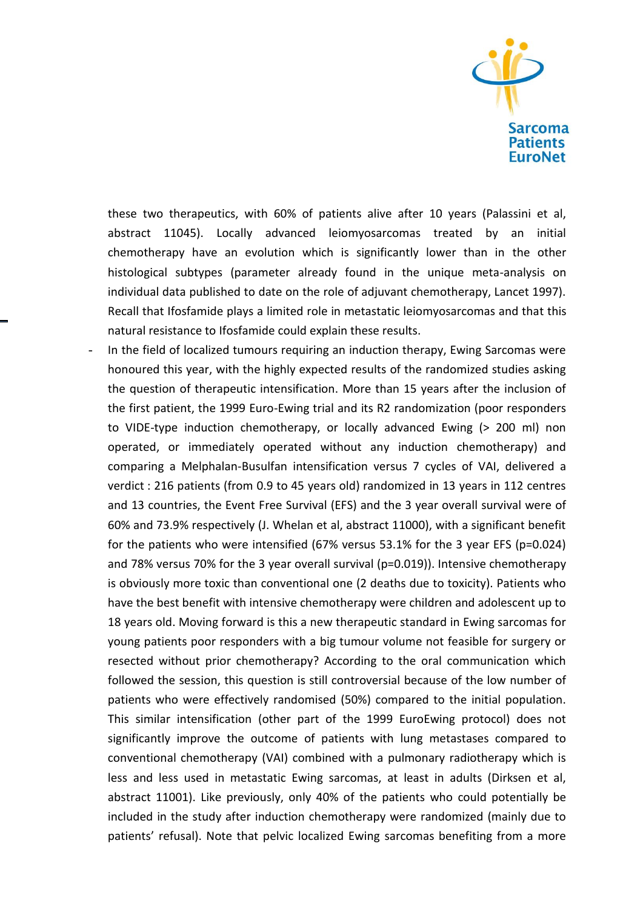these two therapeutics, with 60% of patients alive after 10 years (Palassini et al, abstract 11045). Locally advanced leiomyosarcomas treated by an initial chemotherapy have an evolution which is significantly lower than in the other histological subtypes (parameter already found in the unique meta-analysis on individual data published to date on the role of adjuvant chemotherapy, Lancet 1997). Recall that Ifosfamide plays a limited role in metastatic leiomyosarcomas and that this natural resistance to Ifosfamide could explain these results.

- In the field of localized tumours requiring an induction therapy, Ewing Sarcomas were honoured this year, with the highly expected results of the randomized studies asking the question of therapeutic intensification. More than 15 years after the inclusion of the first patient, the 1999 Euro-Ewing trial and its R2 randomization (poor responders to VIDE-type induction chemotherapy, or locally advanced Ewing (> 200 ml) non operated, or immediately operated without any induction chemotherapy) and comparing a Melphalan-Busulfan intensification versus 7 cycles of VAI, delivered a verdict : 216 patients (from 0.9 to 45 years old) randomized in 13 years in 112 centres and 13 countries, the Event Free Survival (EFS) and the 3 year overall survival were of 60% and 73.9% respectively (J. Whelan et al, abstract 11000), with a significant benefit for the patients who were intensified (67% versus 53.1% for the 3 year EFS ($p=0.024$) and 78% versus 70% for the 3 year overall survival ($p=0.019$)). Intensive chemotherapy is obviously more toxic than conventional one (2 deaths due to toxicity). Patients who have the best benefit with intensive chemotherapy were children and adolescent up to 18 years old. Moving forward is this a new therapeutic standard in Ewing sarcomas for young patients poor responders with a big tumour volume not feasible for surgery or resected without prior chemotherapy? According to the oral communication which followed the session, this question is still controversial because of the low number of patients who were effectively randomised (50%) compared to the initial population. This similar intensification (other part of the 1999 EuroEwing protocol) does not significantly improve the outcome of patients with lung metastases compared to conventional chemotherapy (VAI) combined with a pulmonary radiotherapy which is less and less used in metastatic Ewing sarcomas, at least in adults (Dirksen et al, abstract 11001). Like previously, only 40% of the patients who could potentially be included in the study after induction chemotherapy were randomized (mainly due to patients' refusal). Note that pelvic localized Ewing sarcomas benefiting from a more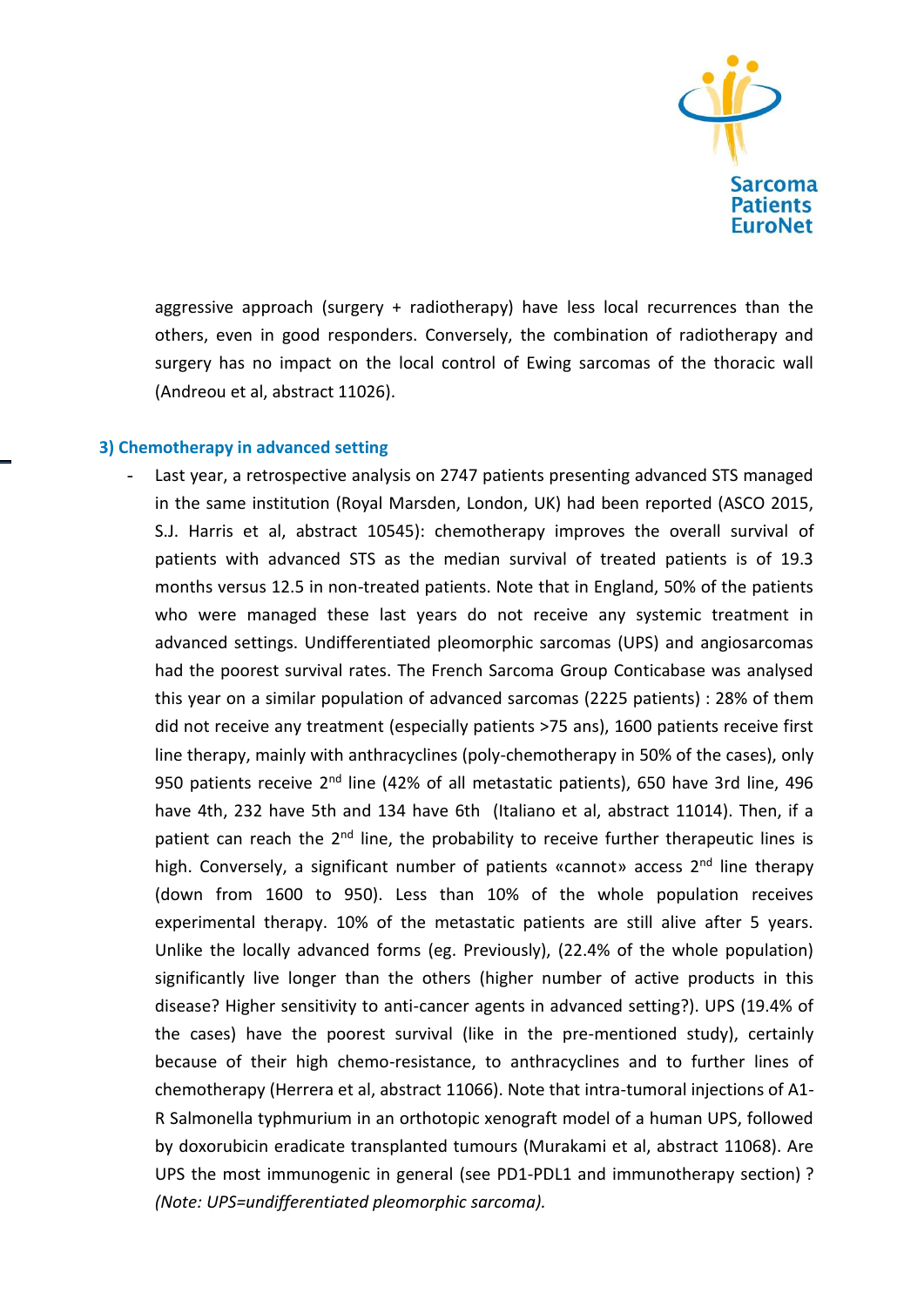aggressive approach (surgery + radiotherapy) have less local recurrences than the others, even in good responders. Conversely, the combination of radiotherapy and surgery has no impact on the local control of Ewing sarcomas of the thoracic wall (Andreou et al, abstract 11026).

### 3) Chemotherapy in advanced setting

- Last year, a retrospective analysis on 2747 patients presenting advanced STS managed in the same institution (Royal Marsden, London, UK) had been reported (ASCO 2015, S.J. Harris et al, abstract 10545): chemotherapy improves the overall survival of patients with advanced STS as the median survival of treated patients is of 19.3 months versus 12.5 in non-treated patients. Note that in England, 50% of the patients who were managed these last years do not receive any systemic treatment in advanced settings. Undifferentiated pleomorphic sarcomas (UPS) and angiosarcomas had the poorest survival rates. The French Sarcoma Group Conticabase was analysed this year on a similar population of advanced sarcomas (2225 patients) : 28% of them did not receive any treatment (especially patients >75 ans), 1600 patients receive first line therapy, mainly with anthracyclines (poly-chemotherapy in 50% of the cases), only 950 patients receive 2$^{nd}$ line (42% of all metastatic patients), 650 have 3rd line, 496 have 4th, 232 have 5th and 134 have 6th (Italiano et al, abstract 11014). Then, if a patient can reach the 2$^{nd}$ line, the probability to receive further therapeutic lines is high. Conversely, a significant number of patients «cannot» access 2$^{nd}$ line therapy (down from 1600 to 950). Less than 10% of the whole population receives experimental therapy. 10% of the metastatic patients are still alive after 5 years. Unlike the locally advanced forms (eg. Previously), (22.4% of the whole population) significantly live longer than the others (higher number of active products in this disease? Higher sensitivity to anti-cancer agents in advanced setting?). UPS (19.4% of the cases) have the poorest survival (like in the pre-mentioned study), certainly because of their high chemo-resistance, to anthracyclines and to further lines of chemotherapy (Herrera et al, abstract 11066). Note that intra-tumoral injections of A1-R Salmonella typhmurium in an orthotopic xenograft model of a human UPS, followed by doxorubicin eradicate transplanted tumours (Murakami et al, abstract 11068). Are UPS the most immunogenic in general (see PD1-PDL1 and immunotherapy section) ? *(Note: UPS=undifferentiated pleomorphic sarcoma).*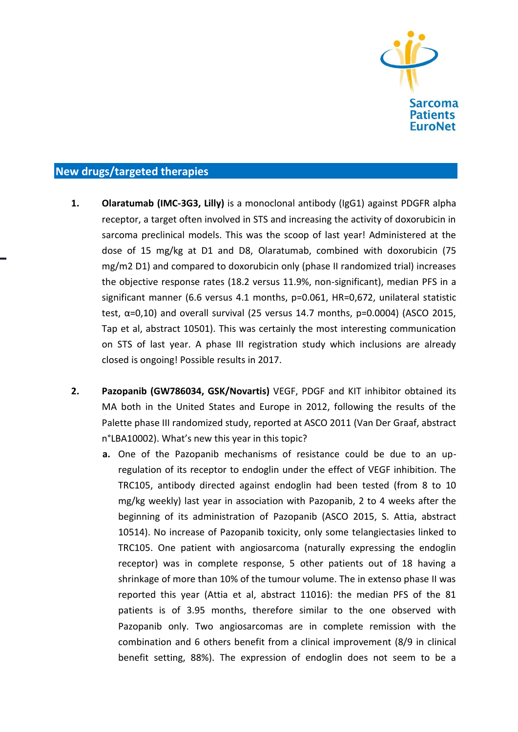## New drugs/targeted therapies

1. **Olaratumab (IMC-3G3, Lilly)** is a monoclonal antibody (IgG1) against PDGFR alpha receptor, a target often involved in STS and increasing the activity of doxorubicin in sarcoma preclinical models. This was the scoop of last year! Administered at the dose of 15 mg/kg at D1 and D8, Olaratumab, combined with doxorubicin (75 mg/m2 D1) and compared to doxorubicin only (phase II randomized trial) increases the objective response rates (18.2 versus 11.9%, non-significant), median PFS in a significant manner (6.6 versus 4.1 months, p=0.061, HR=0,672, unilateral statistic test, α=0,10) and overall survival (25 versus 14.7 months, p=0.0004) (ASCO 2015, Tap et al, abstract 10501). This was certainly the most interesting communication on STS of last year. A phase III registration study which inclusions are already closed is ongoing! Possible results in 2017.

2. **Pazopanib (GW786034, GSK/Novartis)** VEGF, PDGF and KIT inhibitor obtained its MA both in the United States and Europe in 2012, following the results of the Palette phase III randomized study, reported at ASCO 2011 (Van Der Graaf, abstract n°LBA10002). What's new this year in this topic?
   a. One of the Pazopanib mechanisms of resistance could be due to an up-regulation of its receptor to endoglin under the effect of VEGF inhibition. The TRC105, antibody directed against endoglin had been tested (from 8 to 10 mg/kg weekly) last year in association with Pazopanib, 2 to 4 weeks after the beginning of its administration of Pazopanib (ASCO 2015, S. Attia, abstract 10514). No increase of Pazopanib toxicity, only some telangiectasies linked to TRC105. One patient with angiosarcoma (naturally expressing the endoglin receptor) was in complete response, 5 other patients out of 18 having a shrinkage of more than 10% of the tumour volume. The in extenso phase II was reported this year (Attia et al, abstract 11016): the median PFS of the 81 patients is of 3.95 months, therefore similar to the one observed with Pazopanib only. Two angiosarcomas are in complete remission with the combination and 6 others benefit from a clinical improvement (8/9 in clinical benefit setting, 88%). The expression of endoglin does not seem to be a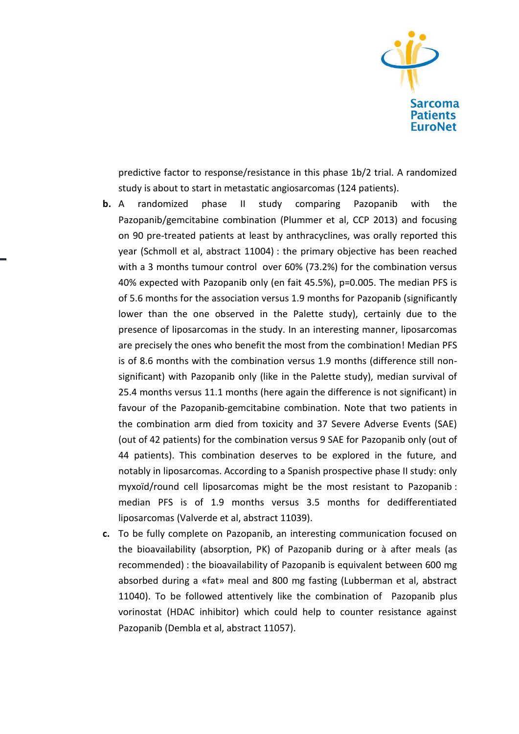predictive factor to response/resistance in this phase 1b/2 trial. A randomized study is about to start in metastatic angiosarcomas (124 patients).

**b.** A randomized phase II study comparing Pazopanib with the Pazopanib/gemcitabine combination (Plummer et al, CCP 2013) and focusing on 90 pre-treated patients at least by anthracyclines, was orally reported this year (Schmoll et al, abstract 11004) : the primary objective has been reached with a 3 months tumour control over 60% (73.2%) for the combination versus 40% expected with Pazopanib only (en fait 45.5%), p=0.005. The median PFS is of 5.6 months for the association versus 1.9 months for Pazopanib (significantly lower than the one observed in the Palette study), certainly due to the presence of liposarcomas in the study. In an interesting manner, liposarcomas are precisely the ones who benefit the most from the combination! Median PFS is of 8.6 months with the combination versus 1.9 months (difference still non-significant) with Pazopanib only (like in the Palette study), median survival of 25.4 months versus 11.1 months (here again the difference is not significant) in favour of the Pazopanib-gemcitabine combination. Note that two patients in the combination arm died from toxicity and 37 Severe Adverse Events (SAE) (out of 42 patients) for the combination versus 9 SAE for Pazopanib only (out of 44 patients). This combination deserves to be explored in the future, and notably in liposarcomas. According to a Spanish prospective phase II study: only myxoïd/round cell liposarcomas might be the most resistant to Pazopanib : median PFS is of 1.9 months versus 3.5 months for dedifferentiated liposarcomas (Valverde et al, abstract 11039).

**c.** To be fully complete on Pazopanib, an interesting communication focused on the bioavailability (absorption, PK) of Pazopanib during or à after meals (as recommended) : the bioavailability of Pazopanib is equivalent between 600 mg absorbed during a «fat» meal and 800 mg fasting (Lubberman et al, abstract 11040). To be followed attentively like the combination of Pazopanib plus vorinostat (HDAC inhibitor) which could help to counter resistance against Pazopanib (Dembla et al, abstract 11057).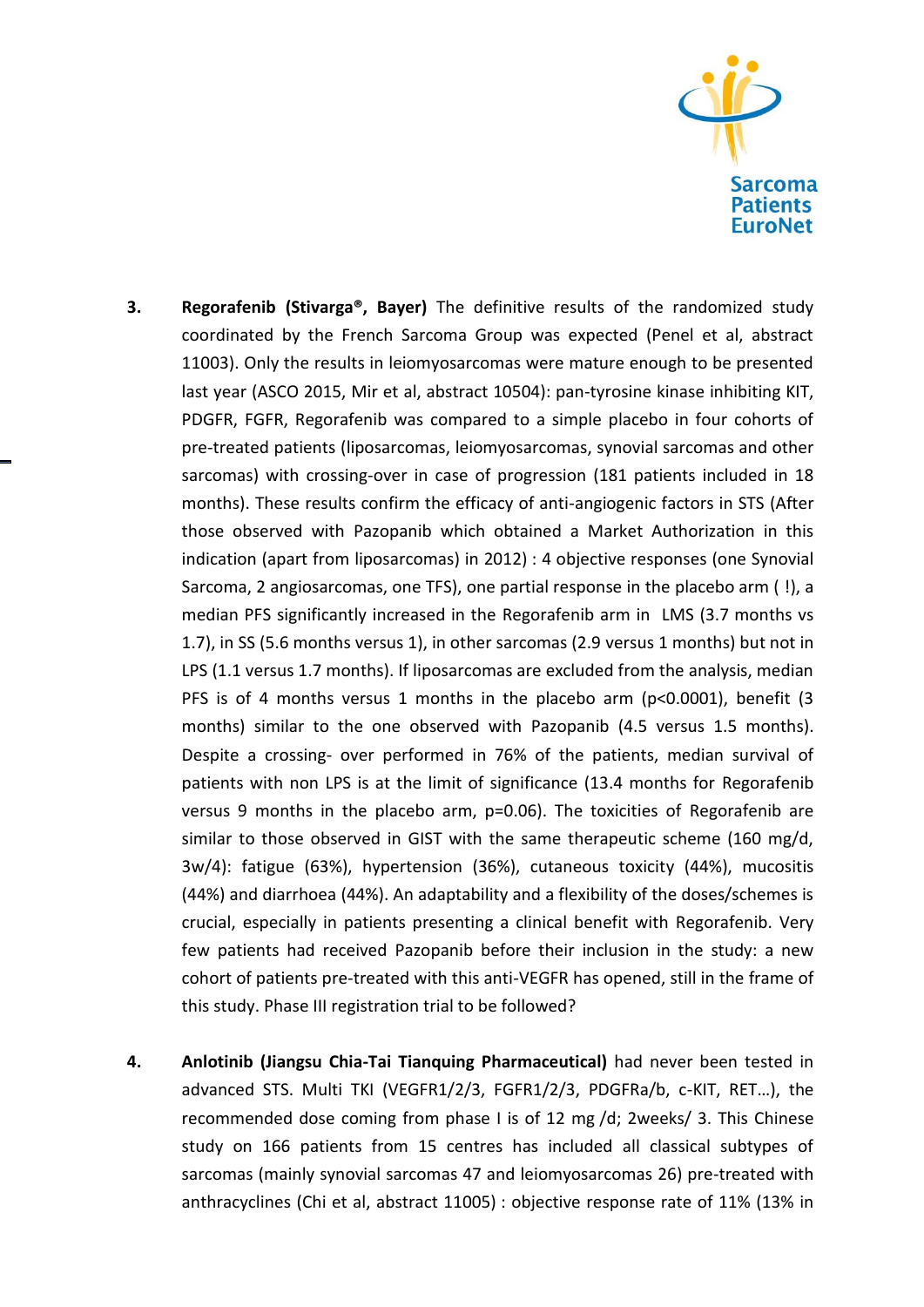3. **Regorafenib (Stivarga®, Bayer)** The definitive results of the randomized study coordinated by the French Sarcoma Group was expected (Penel et al, abstract 11003). Only the results in leiomyosarcomas were mature enough to be presented last year (ASCO 2015, Mir et al, abstract 10504): pan-tyrosine kinase inhibiting KIT, PDGFR, FGFR, Regorafenib was compared to a simple placebo in four cohorts of pre-treated patients (liposarcomas, leiomyosarcomas, synovial sarcomas and other sarcomas) with crossing-over in case of progression (181 patients included in 18 months). These results confirm the efficacy of anti-angiogenic factors in STS (After those observed with Pazopanib which obtained a Market Authorization in this indication (apart from liposarcomas) in 2012) : 4 objective responses (one Synovial Sarcoma, 2 angiosarcomas, one TFS), one partial response in the placebo arm ( !), a median PFS significantly increased in the Regorafenib arm in LMS (3.7 months vs 1.7), in SS (5.6 months versus 1), in other sarcomas (2.9 versus 1 months) but not in LPS (1.1 versus 1.7 months). If liposarcomas are excluded from the analysis, median PFS is of 4 months versus 1 months in the placebo arm ($p<0.0001$), benefit (3 months) similar to the one observed with Pazopanib (4.5 versus 1.5 months). Despite a crossing- over performed in 76% of the patients, median survival of patients with non LPS is at the limit of significance (13.4 months for Regorafenib versus 9 months in the placebo arm, $p=0.06$). The toxicities of Regorafenib are similar to those observed in GIST with the same therapeutic scheme (160 mg/d, 3w/4): fatigue (63%), hypertension (36%), cutaneous toxicity (44%), mucositis (44%) and diarrhoea (44%). An adaptability and a flexibility of the doses/schemes is crucial, especially in patients presenting a clinical benefit with Regorafenib. Very few patients had received Pazopanib before their inclusion in the study: a new cohort of patients pre-treated with this anti-VEGFR has opened, still in the frame of this study. Phase III registration trial to be followed?

4. **Anlotinib (Jiangsu Chia-Tai Tianquing Pharmaceutical)** had never been tested in advanced STS. Multi TKI (VEGFR1/2/3, FGFR1/2/3, PDGFRa/b, c-KIT, RET…), the recommended dose coming from phase I is of 12 mg /d; 2weeks/ 3. This Chinese study on 166 patients from 15 centres has included all classical subtypes of sarcomas (mainly synovial sarcomas 47 and leiomyosarcomas 26) pre-treated with anthracyclines (Chi et al, abstract 11005) : objective response rate of 11% (13% in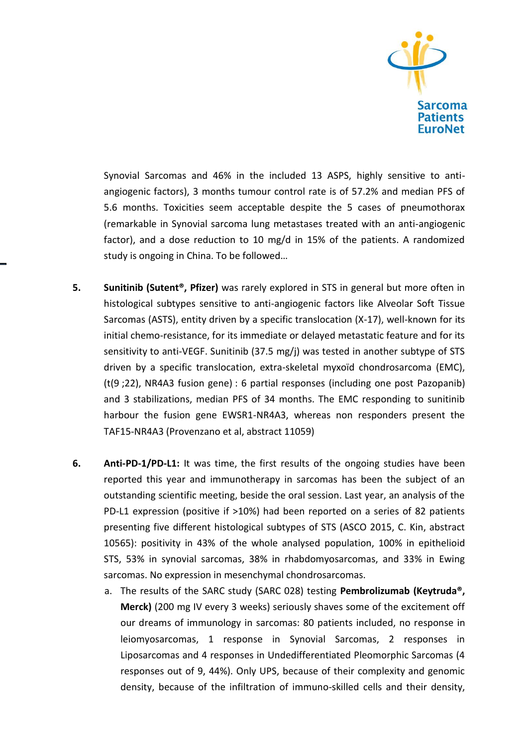Synovial Sarcomas and 46% in the included 13 ASPS, highly sensitive to anti-angiogenic factors), 3 months tumour control rate is of 57.2% and median PFS of 5.6 months. Toxicities seem acceptable despite the 5 cases of pneumothorax (remarkable in Synovial sarcoma lung metastases treated with an anti-angiogenic factor), and a dose reduction to 10 mg/d in 15% of the patients. A randomized study is ongoing in China. To be followed…

5. **Sunitinib (Sutent®, Pfizer)** was rarely explored in STS in general but more often in histological subtypes sensitive to anti-angiogenic factors like Alveolar Soft Tissue Sarcomas (ASTS), entity driven by a specific translocation (X-17), well-known for its initial chemo-resistance, for its immediate or delayed metastatic feature and for its sensitivity to anti-VEGF. Sunitinib (37.5 mg/j) was tested in another subtype of STS driven by a specific translocation, extra-skeletal myxoïd chondrosarcoma (EMC), (t(9 ;22), NR4A3 fusion gene) : 6 partial responses (including one post Pazopanib) and 3 stabilizations, median PFS of 34 months. The EMC responding to sunitinib harbour the fusion gene EWSR1-NR4A3, whereas non responders present the TAF15-NR4A3 (Provenzano et al, abstract 11059)

6. **Anti-PD-1/PD-L1:** It was time, the first results of the ongoing studies have been reported this year and immunotherapy in sarcomas has been the subject of an outstanding scientific meeting, beside the oral session. Last year, an analysis of the PD-L1 expression (positive if >10%) had been reported on a series of 82 patients presenting five different histological subtypes of STS (ASCO 2015, C. Kin, abstract 10565): positivity in 43% of the whole analysed population, 100% in epithelioid STS, 53% in synovial sarcomas, 38% in rhabdomyosarcomas, and 33% in Ewing sarcomas. No expression in mesenchymal chondrosarcomas.

   a. The results of the SARC study (SARC 028) testing **Pembrolizumab (Keytruda®, Merck)** (200 mg IV every 3 weeks) seriously shaves some of the excitement off our dreams of immunology in sarcomas: 80 patients included, no response in leiomyosarcomas, 1 response in Synovial Sarcomas, 2 responses in Liposarcomas and 4 responses in Undedifferentiated Pleomorphic Sarcomas (4 responses out of 9, 44%). Only UPS, because of their complexity and genomic density, because of the infiltration of immuno-skilled cells and their density,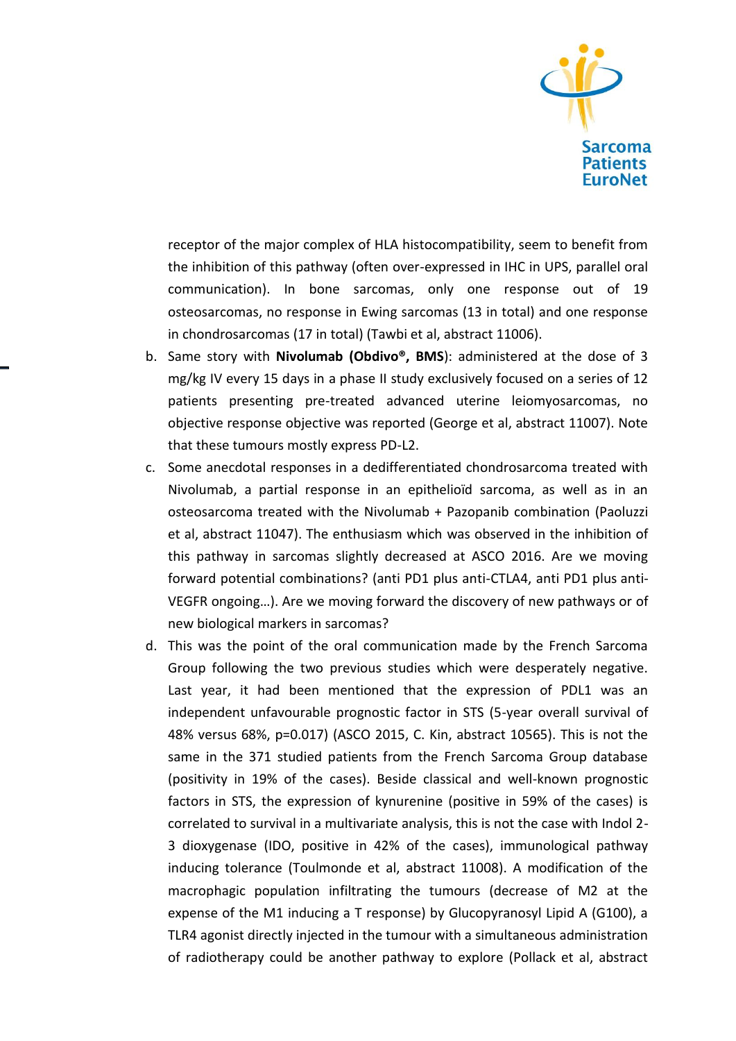receptor of the major complex of HLA histocompatibility, seem to benefit from the inhibition of this pathway (often over-expressed in IHC in UPS, parallel oral communication). In bone sarcomas, only one response out of 19 osteosarcomas, no response in Ewing sarcomas (13 in total) and one response in chondrosarcomas (17 in total) (Tawbi et al, abstract 11006).

b. Same story with **Nivolumab (Obdivo®, BMS)**: administered at the dose of 3 mg/kg IV every 15 days in a phase II study exclusively focused on a series of 12 patients presenting pre-treated advanced uterine leiomyosarcomas, no objective response objective was reported (George et al, abstract 11007). Note that these tumours mostly express PD-L2.

c. Some anecdotal responses in a dedifferentiated chondrosarcoma treated with Nivolumab, a partial response in an epithelioïd sarcoma, as well as in an osteosarcoma treated with the Nivolumab + Pazopanib combination (Paoluzzi et al, abstract 11047). The enthusiasm which was observed in the inhibition of this pathway in sarcomas slightly decreased at ASCO 2016. Are we moving forward potential combinations? (anti PD1 plus anti-CTLA4, anti PD1 plus anti-VEGFR ongoing…). Are we moving forward the discovery of new pathways or of new biological markers in sarcomas?

d. This was the point of the oral communication made by the French Sarcoma Group following the two previous studies which were desperately negative. Last year, it had been mentioned that the expression of PDL1 was an independent unfavourable prognostic factor in STS (5-year overall survival of 48% versus 68%, p=0.017) (ASCO 2015, C. Kin, abstract 10565). This is not the same in the 371 studied patients from the French Sarcoma Group database (positivity in 19% of the cases). Beside classical and well-known prognostic factors in STS, the expression of kynurenine (positive in 59% of the cases) is correlated to survival in a multivariate analysis, this is not the case with Indol 2-3 dioxygenase (IDO, positive in 42% of the cases), immunological pathway inducing tolerance (Toulmonde et al, abstract 11008). A modification of the macrophagic population infiltrating the tumours (decrease of M2 at the expense of the M1 inducing a T response) by Glucopyranosyl Lipid A (G100), a TLR4 agonist directly injected in the tumour with a simultaneous administration of radiotherapy could be another pathway to explore (Pollack et al, abstract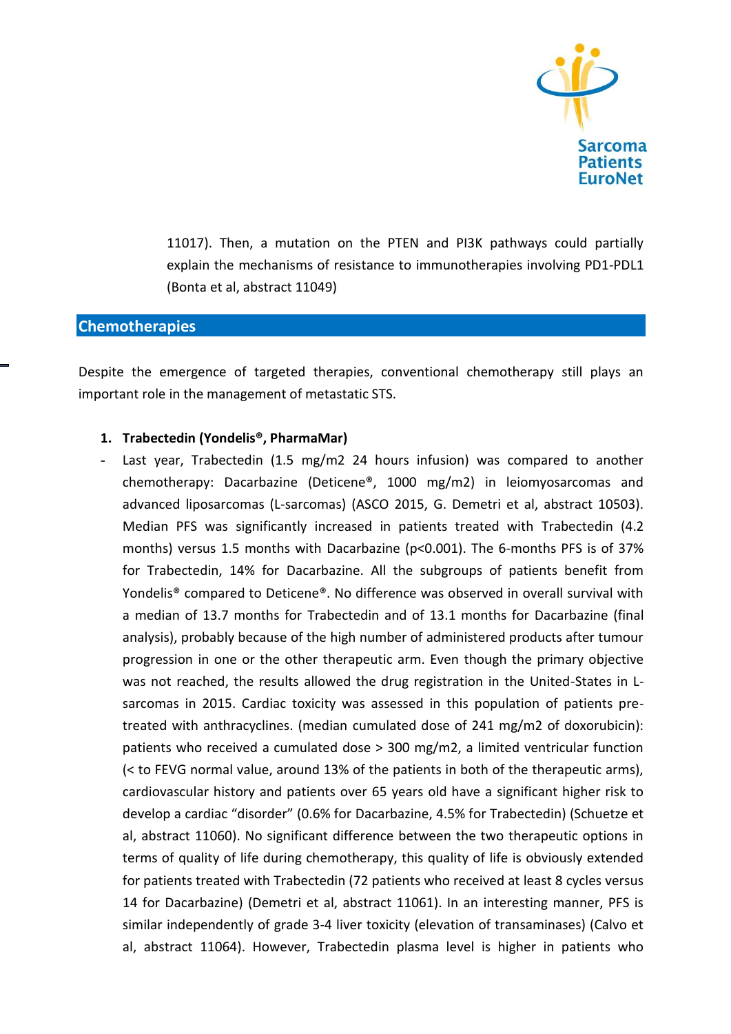11017). Then, a mutation on the PTEN and PI3K pathways could partially explain the mechanisms of resistance to immunotherapies involving PD1-PDL1 (Bonta et al, abstract 11049)

## Chemotherapies

Despite the emergence of targeted therapies, conventional chemotherapy still plays an important role in the management of metastatic STS.

1. **Trabectedin (Yondelis®, PharmaMar)**

- Last year, Trabectedin (1.5 mg/m2 24 hours infusion) was compared to another chemotherapy: Dacarbazine (Deticene®, 1000 mg/m2) in leiomyosarcomas and advanced liposarcomas (L-sarcomas) (ASCO 2015, G. Demetri et al, abstract 10503). Median PFS was significantly increased in patients treated with Trabectedin (4.2 months) versus 1.5 months with Dacarbazine ($p<0.001$). The 6-months PFS is of 37% for Trabectedin, 14% for Dacarbazine. All the subgroups of patients benefit from Yondelis® compared to Deticene®. No difference was observed in overall survival with a median of 13.7 months for Trabectedin and of 13.1 months for Dacarbazine (final analysis), probably because of the high number of administered products after tumour progression in one or the other therapeutic arm. Even though the primary objective was not reached, the results allowed the drug registration in the United-States in L-sarcomas in 2015. Cardiac toxicity was assessed in this population of patients pre-treated with anthracyclines. (median cumulated dose of 241 mg/m2 of doxorubicin): patients who received a cumulated dose > 300 mg/m2, a limited ventricular function (< to FEVG normal value, around 13% of the patients in both of the therapeutic arms), cardiovascular history and patients over 65 years old have a significant higher risk to develop a cardiac "disorder" (0.6% for Dacarbazine, 4.5% for Trabectedin) (Schuetze et al, abstract 11060). No significant difference between the two therapeutic options in terms of quality of life during chemotherapy, this quality of life is obviously extended for patients treated with Trabectedin (72 patients who received at least 8 cycles versus 14 for Dacarbazine) (Demetri et al, abstract 11061). In an interesting manner, PFS is similar independently of grade 3-4 liver toxicity (elevation of transaminases) (Calvo et al, abstract 11064). However, Trabectedin plasma level is higher in patients who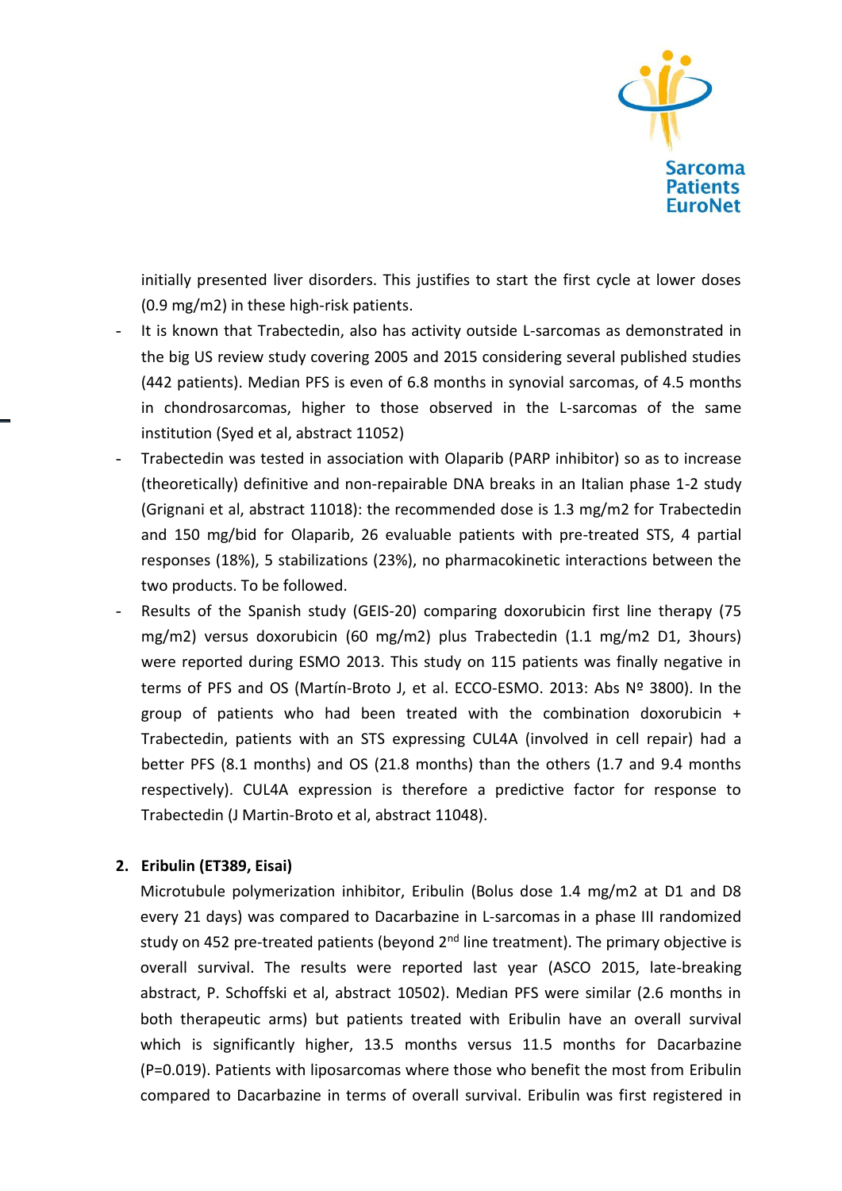initially presented liver disorders. This justifies to start the first cycle at lower doses (0.9 mg/m2) in these high-risk patients.

- It is known that Trabectedin, also has activity outside L-sarcomas as demonstrated in the big US review study covering 2005 and 2015 considering several published studies (442 patients). Median PFS is even of 6.8 months in synovial sarcomas, of 4.5 months in chondrosarcomas, higher to those observed in the L-sarcomas of the same institution (Syed et al, abstract 11052)
- Trabectedin was tested in association with Olaparib (PARP inhibitor) so as to increase (theoretically) definitive and non-repairable DNA breaks in an Italian phase 1-2 study (Grignani et al, abstract 11018): the recommended dose is 1.3 mg/m2 for Trabectedin and 150 mg/bid for Olaparib, 26 evaluable patients with pre-treated STS, 4 partial responses (18%), 5 stabilizations (23%), no pharmacokinetic interactions between the two products. To be followed.
- Results of the Spanish study (GEIS-20) comparing doxorubicin first line therapy (75 mg/m2) versus doxorubicin (60 mg/m2) plus Trabectedin (1.1 mg/m2 D1, 3hours) were reported during ESMO 2013. This study on 115 patients was finally negative in terms of PFS and OS (Martín-Broto J, et al. ECCO-ESMO. 2013: Abs Nº 3800). In the group of patients who had been treated with the combination doxorubicin + Trabectedin, patients with an STS expressing CUL4A (involved in cell repair) had a better PFS (8.1 months) and OS (21.8 months) than the others (1.7 and 9.4 months respectively). CUL4A expression is therefore a predictive factor for response to Trabectedin (J Martin-Broto et al, abstract 11048).

**2. Eribulin (ET389, Eisai)**

Microtubule polymerization inhibitor, Eribulin (Bolus dose 1.4 mg/m2 at D1 and D8 every 21 days) was compared to Dacarbazine in L-sarcomas in a phase III randomized study on 452 pre-treated patients (beyond 2nd line treatment). The primary objective is overall survival. The results were reported last year (ASCO 2015, late-breaking abstract, P. Schoffski et al, abstract 10502). Median PFS were similar (2.6 months in both therapeutic arms) but patients treated with Eribulin have an overall survival which is significantly higher, 13.5 months versus 11.5 months for Dacarbazine (P=0.019). Patients with liposarcomas where those who benefit the most from Eribulin compared to Dacarbazine in terms of overall survival. Eribulin was first registered in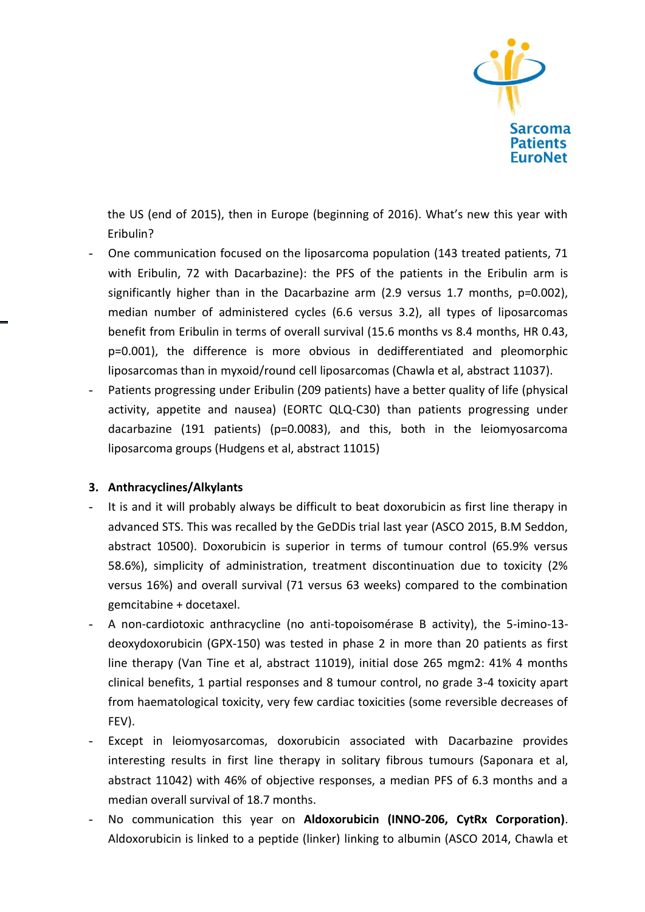the US (end of 2015), then in Europe (beginning of 2016). What's new this year with Eribulin?

- One communication focused on the liposarcoma population (143 treated patients, 71 with Eribulin, 72 with Dacarbazine): the PFS of the patients in the Eribulin arm is significantly higher than in the Dacarbazine arm (2.9 versus 1.7 months, p=0.002), median number of administered cycles (6.6 versus 3.2), all types of liposarcomas benefit from Eribulin in terms of overall survival (15.6 months vs 8.4 months, HR 0.43, p=0.001), the difference is more obvious in dedifferentiated and pleomorphic liposarcomas than in myxoid/round cell liposarcomas (Chawla et al, abstract 11037).
- Patients progressing under Eribulin (209 patients) have a better quality of life (physical activity, appetite and nausea) (EORTC QLQ-C30) than patients progressing under dacarbazine (191 patients) (p=0.0083), and this, both in the leiomyosarcoma liposarcoma groups (Hudgens et al, abstract 11015)

### 3. Anthracyclines/Alkylants

- It is and it will probably always be difficult to beat doxorubicin as first line therapy in advanced STS. This was recalled by the GeDDis trial last year (ASCO 2015, B.M Seddon, abstract 10500). Doxorubicin is superior in terms of tumour control (65.9% versus 58.6%), simplicity of administration, treatment discontinuation due to toxicity (2% versus 16%) and overall survival (71 versus 63 weeks) compared to the combination gemcitabine + docetaxel.
- A non-cardiotoxic anthracycline (no anti-topoisomérase B activity), the 5-imino-13-deoxydoxorubicin (GPX-150) was tested in phase 2 in more than 20 patients as first line therapy (Van Tine et al, abstract 11019), initial dose 265 mgm2: 41% 4 months clinical benefits, 1 partial responses and 8 tumour control, no grade 3-4 toxicity apart from haematological toxicity, very few cardiac toxicities (some reversible decreases of FEV).
- Except in leiomyosarcomas, doxorubicin associated with Dacarbazine provides interesting results in first line therapy in solitary fibrous tumours (Saponara et al, abstract 11042) with 46% of objective responses, a median PFS of 6.3 months and a median overall survival of 18.7 months.
- No communication this year on **Aldoxorubicin (INNO-206, CytRx Corporation)**. Aldoxorubicin is linked to a peptide (linker) linking to albumin (ASCO 2014, Chawla et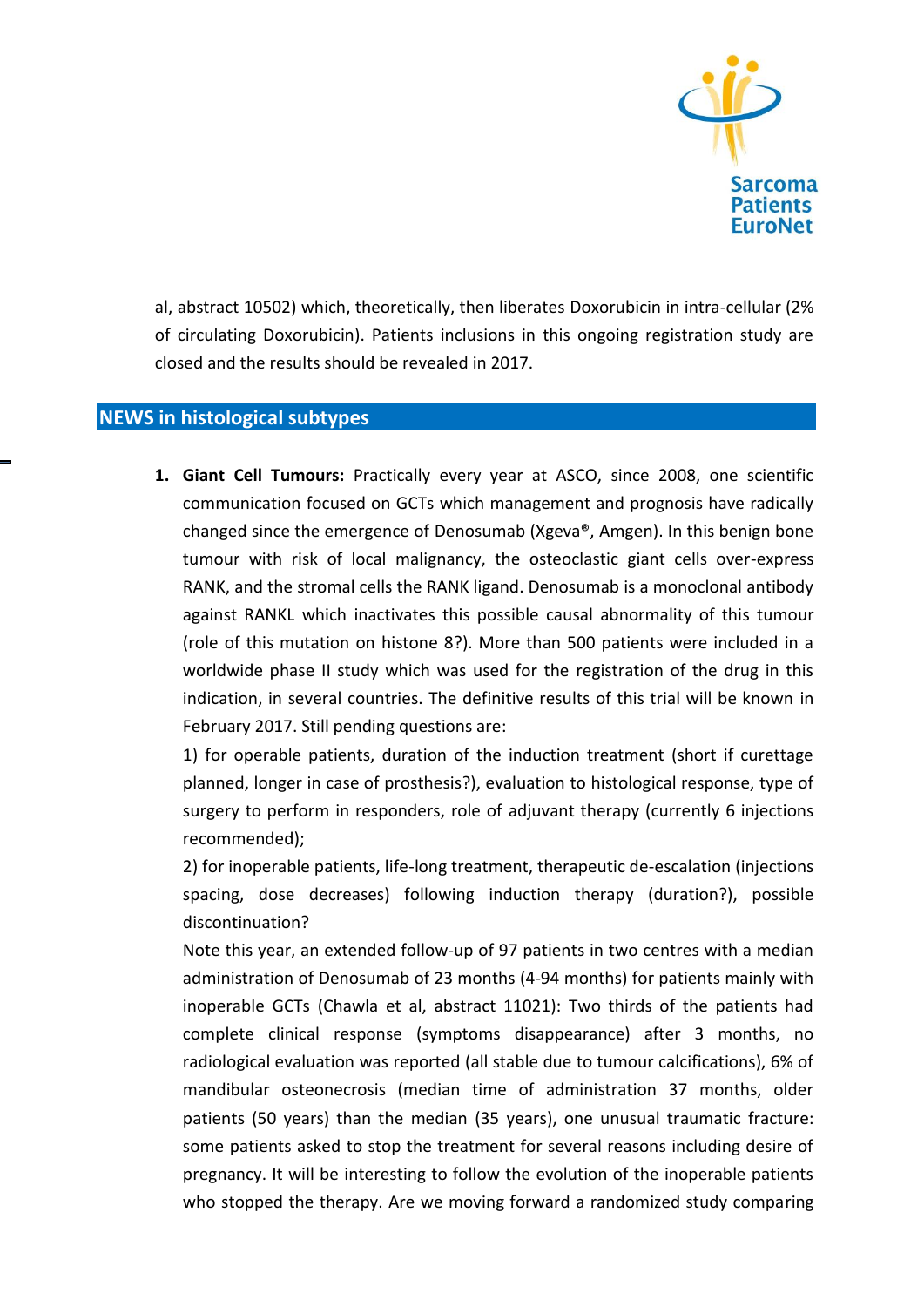al, abstract 10502) which, theoretically, then liberates Doxorubicin in intra-cellular (2% of circulating Doxorubicin). Patients inclusions in this ongoing registration study are closed and the results should be revealed in 2017.

## NEWS in histological subtypes

1. **Giant Cell Tumours:** Practically every year at ASCO, since 2008, one scientific communication focused on GCTs which management and prognosis have radically changed since the emergence of Denosumab (Xgeva®, Amgen). In this benign bone tumour with risk of local malignancy, the osteoclastic giant cells over-express RANK, and the stromal cells the RANK ligand. Denosumab is a monoclonal antibody against RANKL which inactivates this possible causal abnormality of this tumour (role of this mutation on histone 8?). More than 500 patients were included in a worldwide phase II study which was used for the registration of the drug in this indication, in several countries. The definitive results of this trial will be known in February 2017. Still pending questions are:

   1) for operable patients, duration of the induction treatment (short if curettage planned, longer in case of prosthesis?), evaluation to histological response, type of surgery to perform in responders, role of adjuvant therapy (currently 6 injections recommended);

   2) for inoperable patients, life-long treatment, therapeutic de-escalation (injections spacing, dose decreases) following induction therapy (duration?), possible discontinuation?

   Note this year, an extended follow-up of 97 patients in two centres with a median administration of Denosumab of 23 months (4-94 months) for patients mainly with inoperable GCTs (Chawla et al, abstract 11021): Two thirds of the patients had complete clinical response (symptoms disappearance) after 3 months, no radiological evaluation was reported (all stable due to tumour calcifications), 6% of mandibular osteonecrosis (median time of administration 37 months, older patients (50 years) than the median (35 years), one unusual traumatic fracture: some patients asked to stop the treatment for several reasons including desire of pregnancy. It will be interesting to follow the evolution of the inoperable patients who stopped the therapy. Are we moving forward a randomized study comparing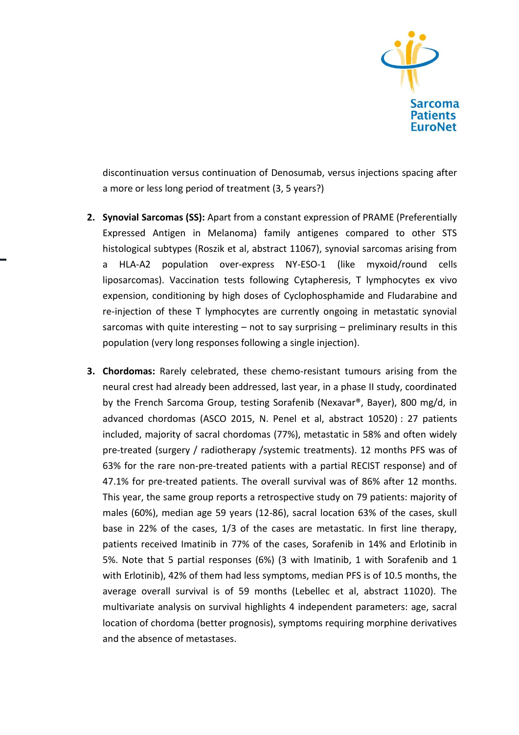discontinuation versus continuation of Denosumab, versus injections spacing after a more or less long period of treatment (3, 5 years?)

2. **Synovial Sarcomas (SS):** Apart from a constant expression of PRAME (Preferentially Expressed Antigen in Melanoma) family antigenes compared to other STS histological subtypes (Roszik et al, abstract 11067), synovial sarcomas arising from a HLA-A2 population over-express NY-ESO-1 (like myxoid/round cells liposarcomas). Vaccination tests following Cytapheresis, T lymphocytes ex vivo expension, conditioning by high doses of Cyclophosphamide and Fludarabine and re-injection of these T lymphocytes are currently ongoing in metastatic synovial sarcomas with quite interesting – not to say surprising – preliminary results in this population (very long responses following a single injection).

3. **Chordomas:** Rarely celebrated, these chemo-resistant tumours arising from the neural crest had already been addressed, last year, in a phase II study, coordinated by the French Sarcoma Group, testing Sorafenib (Nexavar®, Bayer), 800 mg/d, in advanced chordomas (ASCO 2015, N. Penel et al, abstract 10520) : 27 patients included, majority of sacral chordomas (77%), metastatic in 58% and often widely pre-treated (surgery / radiotherapy /systemic treatments). 12 months PFS was of 63% for the rare non-pre-treated patients with a partial RECIST response) and of 47.1% for pre-treated patients. The overall survival was of 86% after 12 months. This year, the same group reports a retrospective study on 79 patients: majority of males (60%), median age 59 years (12-86), sacral location 63% of the cases, skull base in 22% of the cases, 1/3 of the cases are metastatic. In first line therapy, patients received Imatinib in 77% of the cases, Sorafenib in 14% and Erlotinib in 5%. Note that 5 partial responses (6%) (3 with Imatinib, 1 with Sorafenib and 1 with Erlotinib), 42% of them had less symptoms, median PFS is of 10.5 months, the average overall survival is of 59 months (Lebellec et al, abstract 11020). The multivariate analysis on survival highlights 4 independent parameters: age, sacral location of chordoma (better prognosis), symptoms requiring morphine derivatives and the absence of metastases.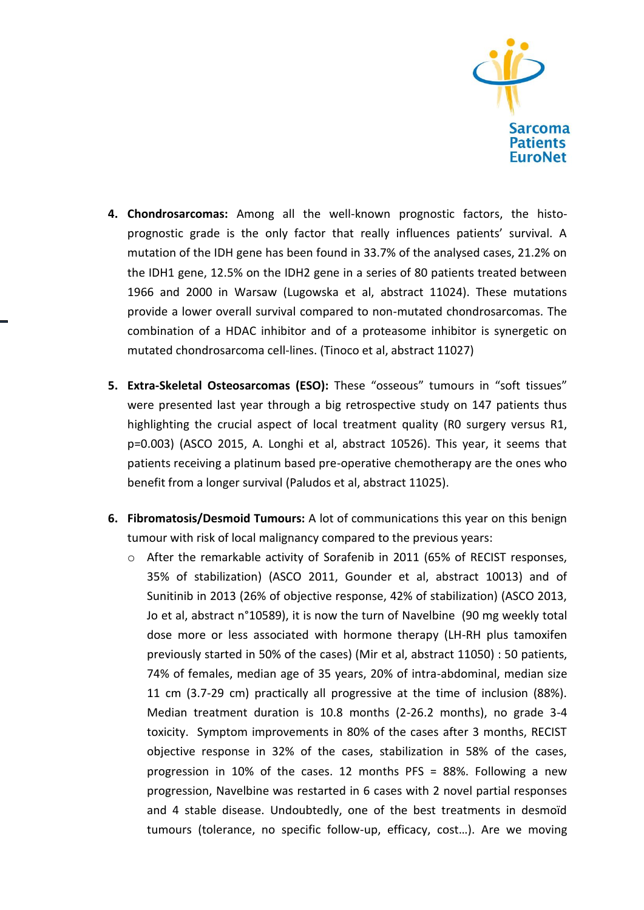4. **Chondrosarcomas:** Among all the well-known prognostic factors, the histo-prognostic grade is the only factor that really influences patients' survival. A mutation of the IDH gene has been found in 33.7% of the analysed cases, 21.2% on the IDH1 gene, 12.5% on the IDH2 gene in a series of 80 patients treated between 1966 and 2000 in Warsaw (Lugowska et al, abstract 11024). These mutations provide a lower overall survival compared to non-mutated chondrosarcomas. The combination of a HDAC inhibitor and of a proteasome inhibitor is synergetic on mutated chondrosarcoma cell-lines. (Tinoco et al, abstract 11027)

5. **Extra-Skeletal Osteosarcomas (ESO):** These "osseous" tumours in "soft tissues" were presented last year through a big retrospective study on 147 patients thus highlighting the crucial aspect of local treatment quality (R0 surgery versus R1, p=0.003) (ASCO 2015, A. Longhi et al, abstract 10526). This year, it seems that patients receiving a platinum based pre-operative chemotherapy are the ones who benefit from a longer survival (Paludos et al, abstract 11025).

6. **Fibromatosis/Desmoid Tumours:** A lot of communications this year on this benign tumour with risk of local malignancy compared to the previous years:
   - After the remarkable activity of Sorafenib in 2011 (65% of RECIST responses, 35% of stabilization) (ASCO 2011, Gounder et al, abstract 10013) and of Sunitinib in 2013 (26% of objective response, 42% of stabilization) (ASCO 2013, Jo et al, abstract n°10589), it is now the turn of Navelbine (90 mg weekly total dose more or less associated with hormone therapy (LH-RH plus tamoxifen previously started in 50% of the cases) (Mir et al, abstract 11050) : 50 patients, 74% of females, median age of 35 years, 20% of intra-abdominal, median size 11 cm (3.7-29 cm) practically all progressive at the time of inclusion (88%). Median treatment duration is 10.8 months (2-26.2 months), no grade 3-4 toxicity. Symptom improvements in 80% of the cases after 3 months, RECIST objective response in 32% of the cases, stabilization in 58% of the cases, progression in 10% of the cases. 12 months PFS = 88%. Following a new progression, Navelbine was restarted in 6 cases with 2 novel partial responses and 4 stable disease. Undoubtedly, one of the best treatments in desmoïd tumours (tolerance, no specific follow-up, efficacy, cost…). Are we moving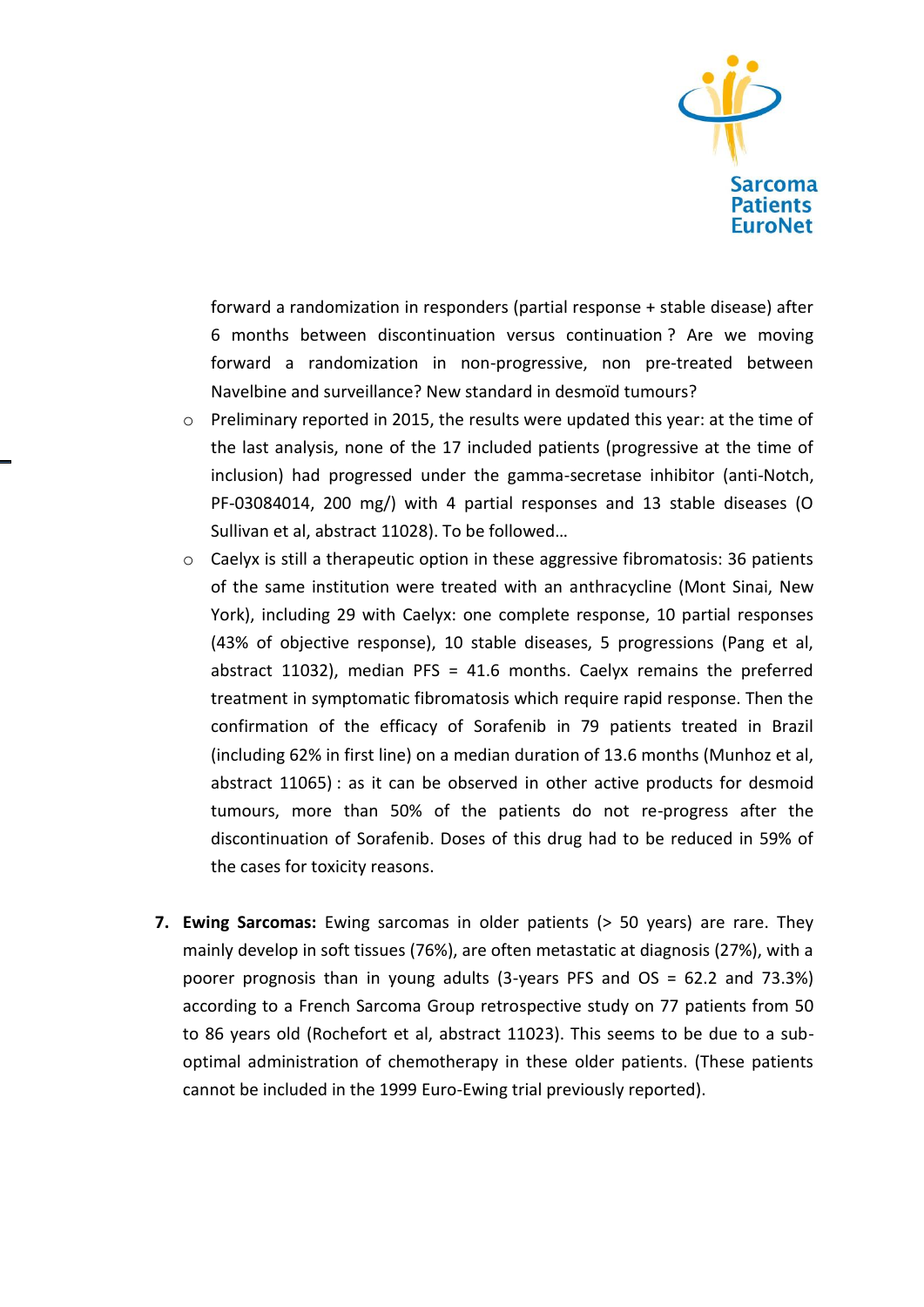forward a randomization in responders (partial response + stable disease) after 6 months between discontinuation versus continuation ? Are we moving forward a randomization in non-progressive, non pre-treated between Navelbine and surveillance? New standard in desmoïd tumours?

- Preliminary reported in 2015, the results were updated this year: at the time of the last analysis, none of the 17 included patients (progressive at the time of inclusion) had progressed under the gamma-secretase inhibitor (anti-Notch, PF-03084014, 200 mg/) with 4 partial responses and 13 stable diseases (O Sullivan et al, abstract 11028). To be followed…
- Caelyx is still a therapeutic option in these aggressive fibromatosis: 36 patients of the same institution were treated with an anthracycline (Mont Sinai, New York), including 29 with Caelyx: one complete response, 10 partial responses (43% of objective response), 10 stable diseases, 5 progressions (Pang et al, abstract 11032), median PFS = 41.6 months. Caelyx remains the preferred treatment in symptomatic fibromatosis which require rapid response. Then the confirmation of the efficacy of Sorafenib in 79 patients treated in Brazil (including 62% in first line) on a median duration of 13.6 months (Munhoz et al, abstract 11065) : as it can be observed in other active products for desmoid tumours, more than 50% of the patients do not re-progress after the discontinuation of Sorafenib. Doses of this drug had to be reduced in 59% of the cases for toxicity reasons.

7. **Ewing Sarcomas:** Ewing sarcomas in older patients (> 50 years) are rare. They mainly develop in soft tissues (76%), are often metastatic at diagnosis (27%), with a poorer prognosis than in young adults (3-years PFS and OS = 62.2 and 73.3%) according to a French Sarcoma Group retrospective study on 77 patients from 50 to 86 years old (Rochefort et al, abstract 11023). This seems to be due to a sub-optimal administration of chemotherapy in these older patients. (These patients cannot be included in the 1999 Euro-Ewing trial previously reported).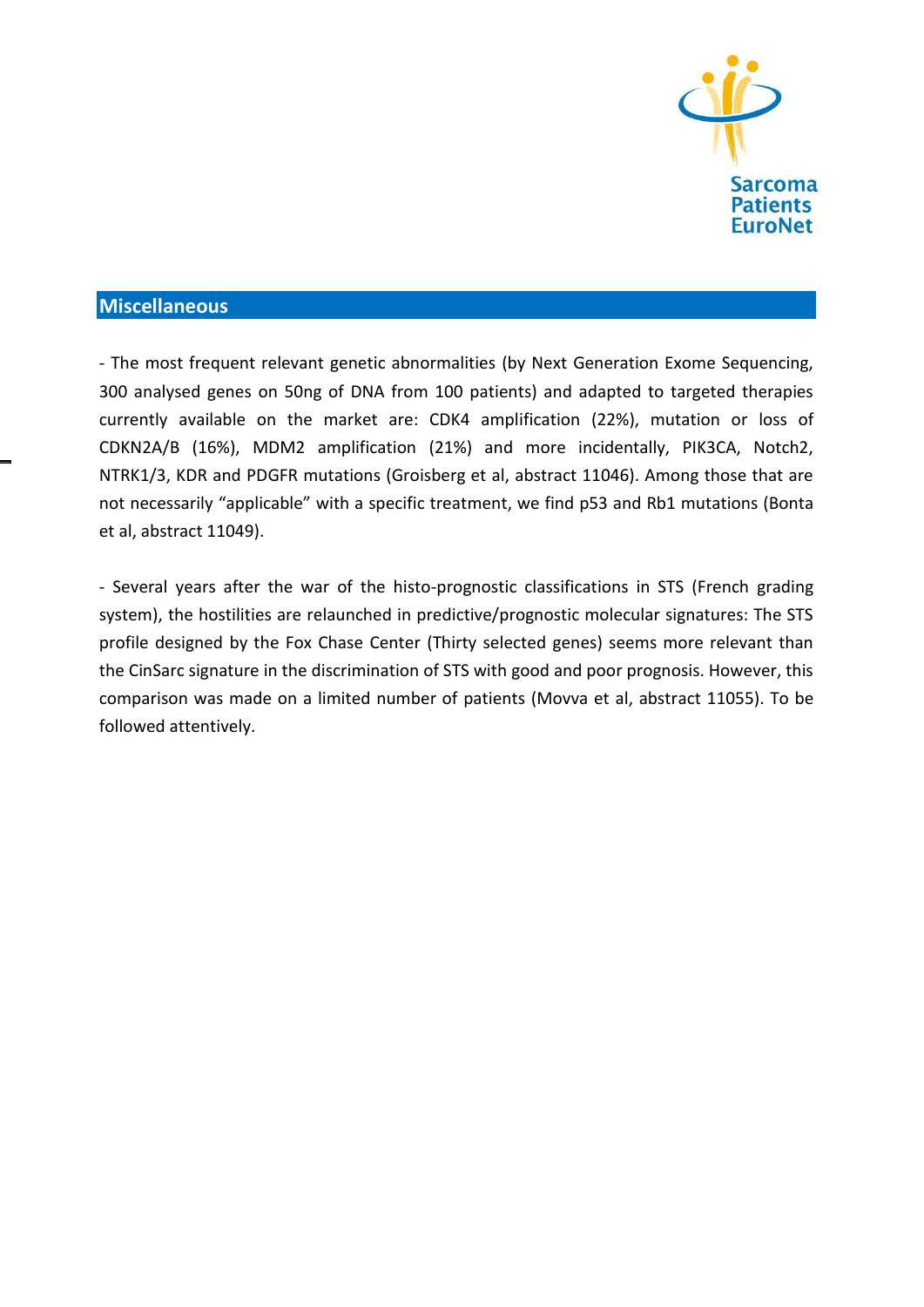## Miscellaneous

- The most frequent relevant genetic abnormalities (by Next Generation Exome Sequencing, 300 analysed genes on 50ng of DNA from 100 patients) and adapted to targeted therapies currently available on the market are: CDK4 amplification (22%), mutation or loss of CDKN2A/B (16%), MDM2 amplification (21%) and more incidentally, PIK3CA, Notch2, NTRK1/3, KDR and PDGFR mutations (Groisberg et al, abstract 11046). Among those that are not necessarily "applicable" with a specific treatment, we find p53 and Rb1 mutations (Bonta et al, abstract 11049).

- Several years after the war of the histo-prognostic classifications in STS (French grading system), the hostilities are relaunched in predictive/prognostic molecular signatures: The STS profile designed by the Fox Chase Center (Thirty selected genes) seems more relevant than the CinSarc signature in the discrimination of STS with good and poor prognosis. However, this comparison was made on a limited number of patients (Movva et al, abstract 11055). To be followed attentively.